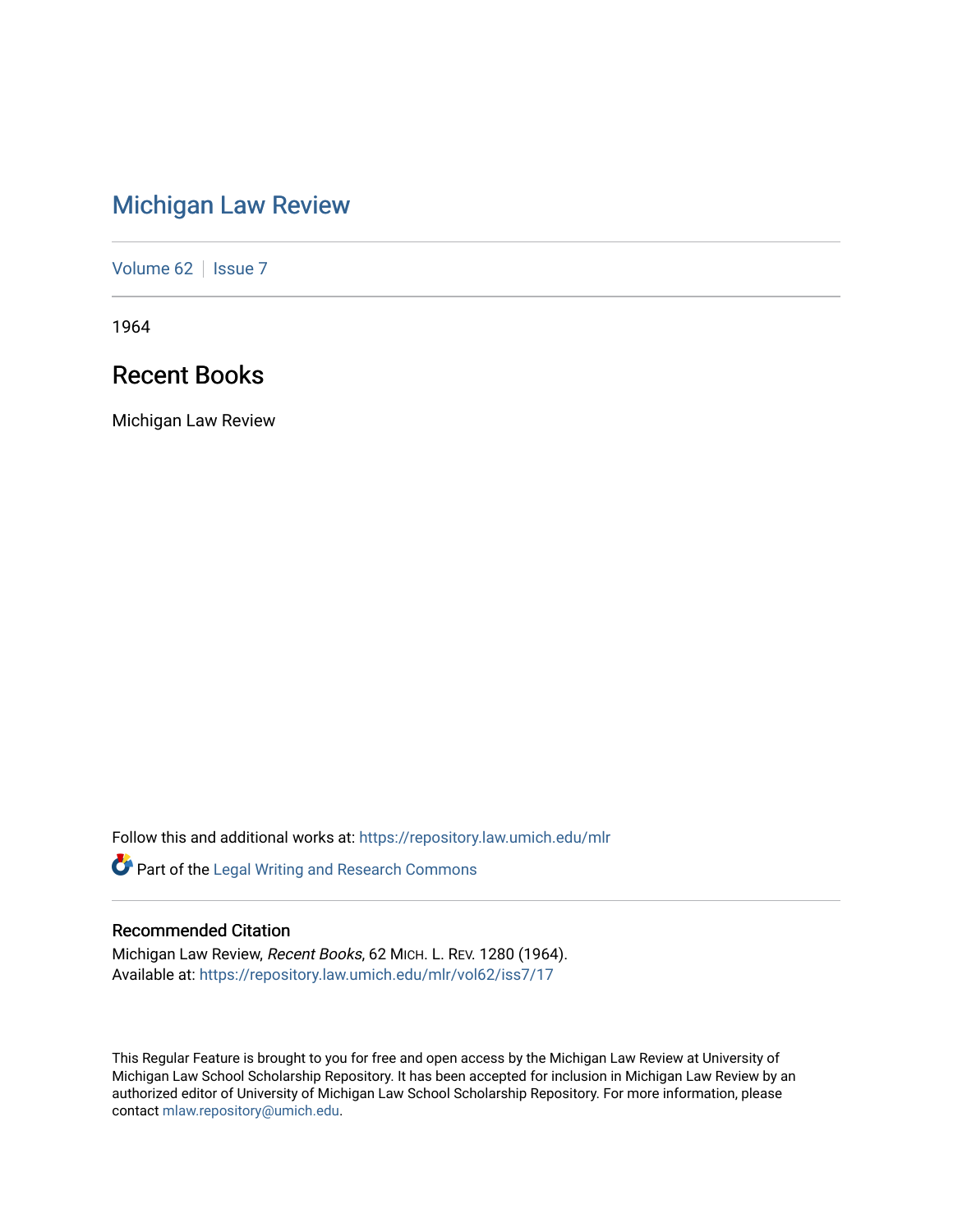# Michigan Law Review

Volume 62 | Issue 7

1964

## Recent Books

Michigan Law Review

Follow this and additional works at: https://repository.law.umich.edu/mlr

Part of the Legal Writing and Research Commons

### Recommended Citation

Michigan Law Review, *Recent Books*, 62 MICH. L. REV. 1280 (1964).
Available at: https://repository.law.umich.edu/mlr/vol62/iss7/17

This Regular Feature is brought to you for free and open access by the Michigan Law Review at University of Michigan Law School Scholarship Repository. It has been accepted for inclusion in Michigan Law Review by an authorized editor of University of Michigan Law School Scholarship Repository. For more information, please contact mlaw.repository@umich.edu.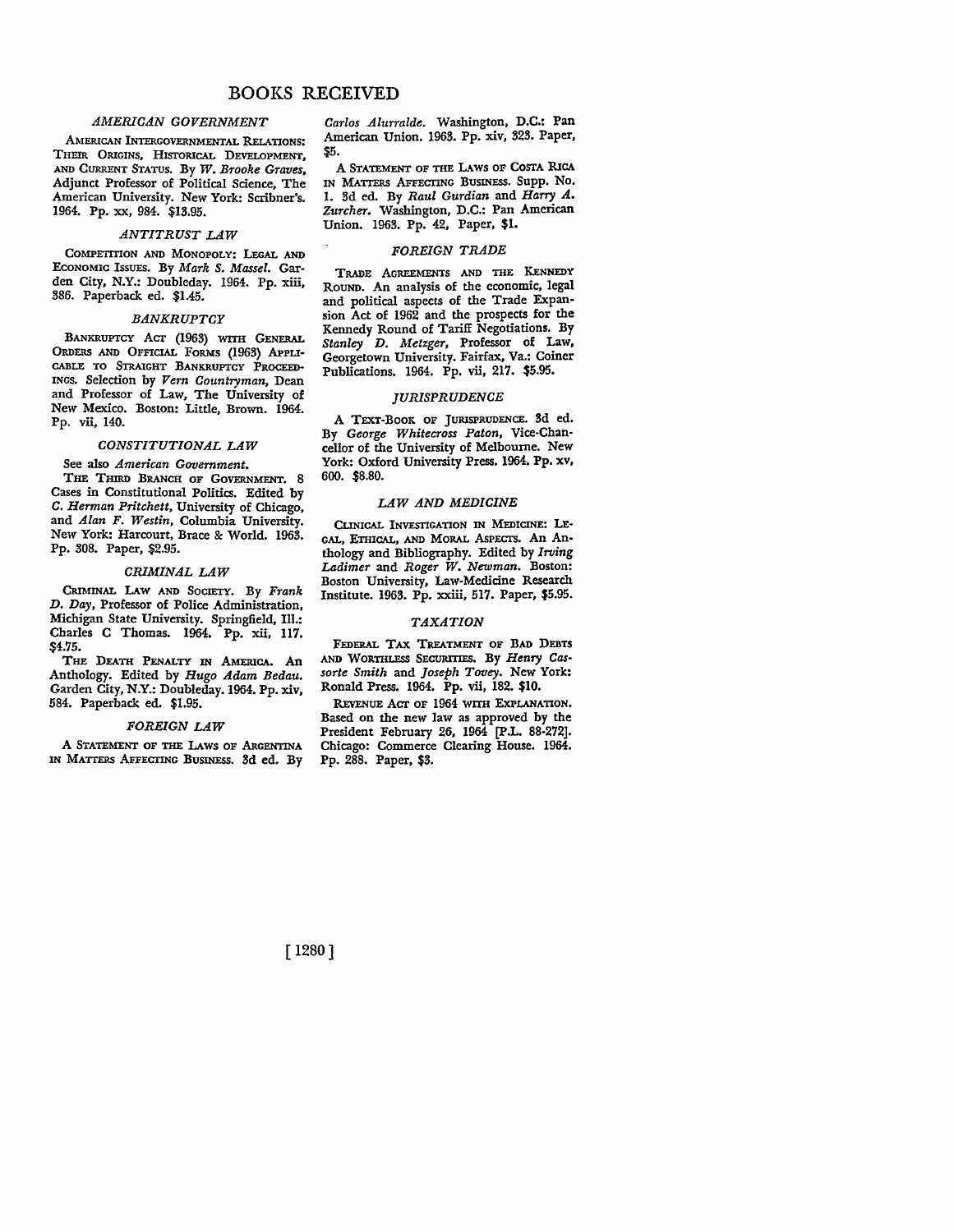# BOOKS RECEIVED

### *AMERICAN GOVERNMENT*

AMERICAN INTERGOVERNMENTAL RELATIONS: THEIR ORIGINS, HISTORICAL DEVELOPMENT, AND CURRENT STATUS. By *W. Brooke Graves*, Adjunct Professor of Political Science, The American University. New York: Scribner's. 1964. Pp. xx, 984. $13.95.

### *ANTITRUST LAW*

COMPETITION AND MONOPOLY: LEGAL AND ECONOMIC ISSUES. By *Mark S. Massel*. Garden City, N.Y.: Doubleday. 1964. Pp. xiii, 386. Paperback ed. $1.45.

### *BANKRUPTCY*

BANKRUPTCY ACT (1963) WITH GENERAL ORDERS AND OFFICIAL FORMS (1963) APPLICABLE TO STRAIGHT BANKRUPTCY PROCEEDINGS. Selection by *Vern Countryman*, Dean and Professor of Law, The University of New Mexico. Boston: Little, Brown. 1964. Pp. vii, 140.

### *CONSTITUTIONAL LAW*

See also *American Government*.

THE THIRD BRANCH OF GOVERNMENT. 8 Cases in Constitutional Politics. Edited by *C. Herman Pritchett*, University of Chicago, and *Alan F. Westin*, Columbia University. New York: Harcourt, Brace & World. 1963. Pp. 308. Paper, $2.95.

### *CRIMINAL LAW*

CRIMINAL LAW AND SOCIETY. By *Frank D. Day*, Professor of Police Administration, Michigan State University. Springfield, Ill.: Charles C Thomas. 1964. Pp. xii, 117. $4.75.

THE DEATH PENALTY IN AMERICA. An Anthology. Edited by *Hugo Adam Bedau*. Garden City, N.Y.: Doubleday. 1964. Pp. xiv, 584. Paperback ed. $1.95.

### *FOREIGN LAW*

A STATEMENT OF THE LAWS OF ARGENTINA IN MATTERS AFFECTING BUSINESS. 3d ed. By *Carlos Alurralde*. Washington, D.C.: Pan American Union. 1963. Pp. xiv, 323. Paper, $5.

A STATEMENT OF THE LAWS OF COSTA RICA IN MATTERS AFFECTING BUSINESS. Supp. No. 1. 3d ed. By *Raul Gurdian* and *Harry A. Zurcher*. Washington, D.C.: Pan American Union. 1963. Pp. 42, Paper, $1.

### *FOREIGN TRADE*

TRADE AGREEMENTS AND THE KENNEDY ROUND. An analysis of the economic, legal and political aspects of the Trade Expansion Act of 1962 and the prospects for the Kennedy Round of Tariff Negotiations. By *Stanley D. Metzger*, Professor of Law, Georgetown University. Fairfax, Va.: Coiner Publications. 1964. Pp. vii, 217. $5.95.

### *JURISPRUDENCE*

A TEXT-BOOK OF JURISPRUDENCE. 3d ed. By *George Whitecross Paton*, Vice-Chancellor of the University of Melbourne. New York: Oxford University Press. 1964. Pp. xv, 600. $8.80.

### *LAW AND MEDICINE*

CLINICAL INVESTIGATION IN MEDICINE: LEGAL, ETHICAL, AND MORAL ASPECTS. An Anthology and Bibliography. Edited by *Irving Ladimer* and *Roger W. Newman*. Boston: Boston University, Law-Medicine Research Institute. 1963. Pp. xxiii, 517. Paper, $5.95.

### *TAXATION*

FEDERAL TAX TREATMENT OF BAD DEBTS AND WORTHLESS SECURITIES. By *Henry Cassorte Smith* and *Joseph Tovey*. New York: Ronald Press. 1964. Pp. vii, 182. $10.

REVENUE ACT OF 1964 WITH EXPLANATION. Based on the new law as approved by the President February 26, 1964 [P.L. 88-272]. Chicago: Commerce Clearing House. 1964. Pp. 288. Paper, $3.